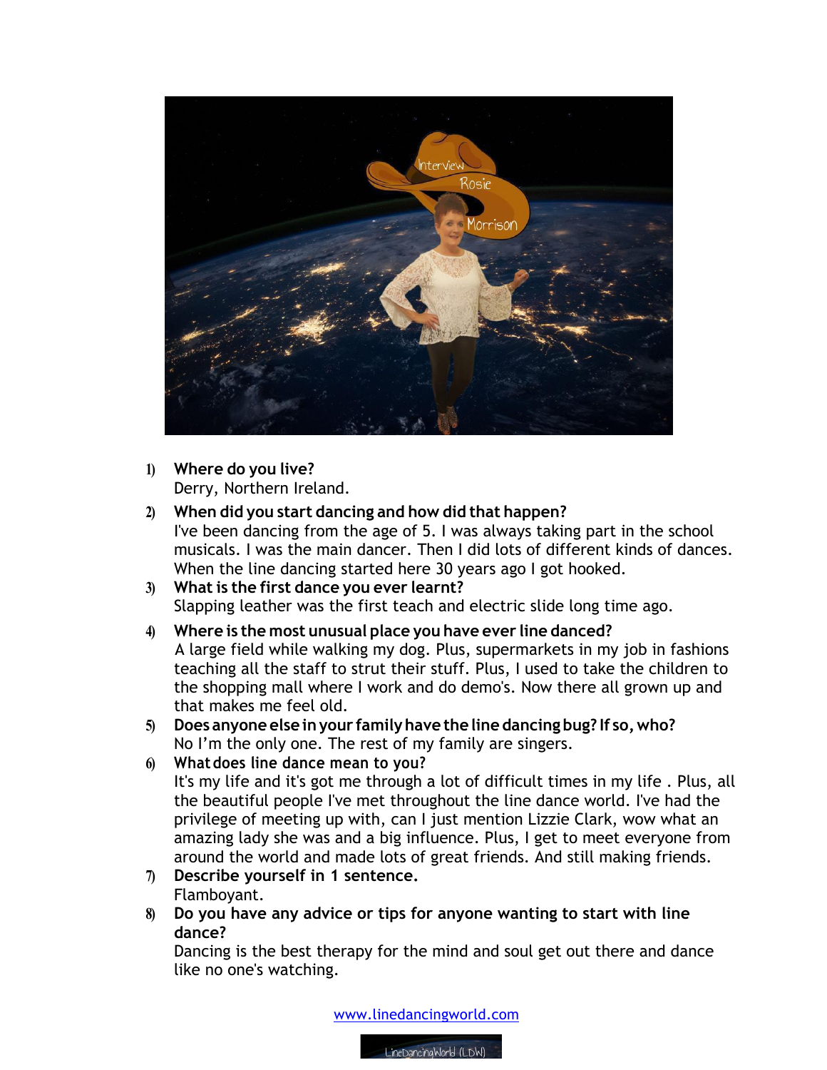Interview Rosie Morrison

1) **Where do you live?**
   Derry, Northern Ireland.

2) **When did you start dancing and how did that happen?**
   I've been dancing from the age of 5. I was always taking part in the school musicals. I was the main dancer. Then I did lots of different kinds of dances. When the line dancing started here 30 years ago I got hooked.

3) **What is the first dance you ever learnt?**
   Slapping leather was the first teach and electric slide long time ago.

4) **Where is the most unusual place you have ever line danced?**
   A large field while walking my dog. Plus, supermarkets in my job in fashions teaching all the staff to strut their stuff. Plus, I used to take the children to the shopping mall where I work and do demo's. Now there all grown up and that makes me feel old.

5) **Does anyone else in your family have the line dancing bug? If so, who?**
   No I'm the only one. The rest of my family are singers.

6) **What does line dance mean to you?**
   It's my life and it's got me through a lot of difficult times in my life . Plus, all the beautiful people I've met throughout the line dance world. I've had the privilege of meeting up with, can I just mention Lizzie Clark, wow what an amazing lady she was and a big influence. Plus, I get to meet everyone from around the world and made lots of great friends. And still making friends.

7) **Describe yourself in 1 sentence.**
   Flamboyant.

8) **Do you have any advice or tips for anyone wanting to start with line dance?**
   Dancing is the best therapy for the mind and soul get out there and dance like no one's watching.

www.linedancingworld.com

LineDancingWorld (LDW)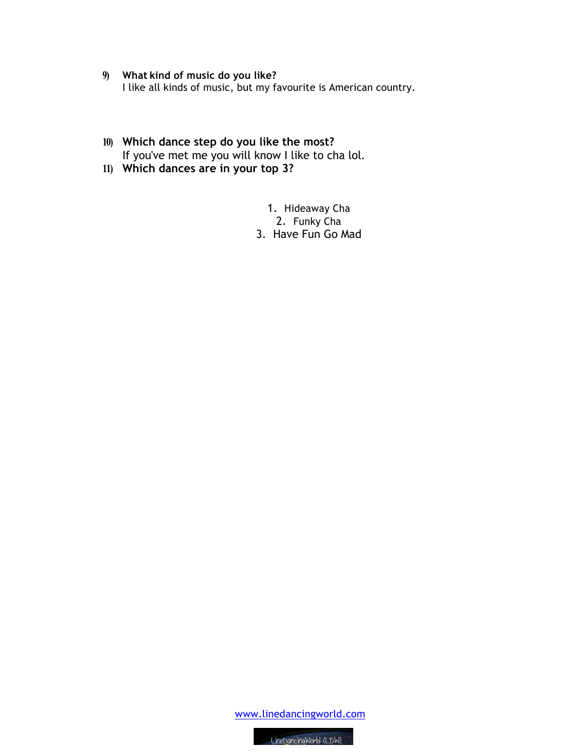9) **What kind of music do you like?**
I like all kinds of music, but my favourite is American country.

10) **Which dance step do you like the most?**
If you've met me you will know I like to cha lol.

11) **Which dances are in your top 3?**

1. Hideaway Cha
2. Funky Cha
3. Have Fun Go Mad

www.linedancingworld.com